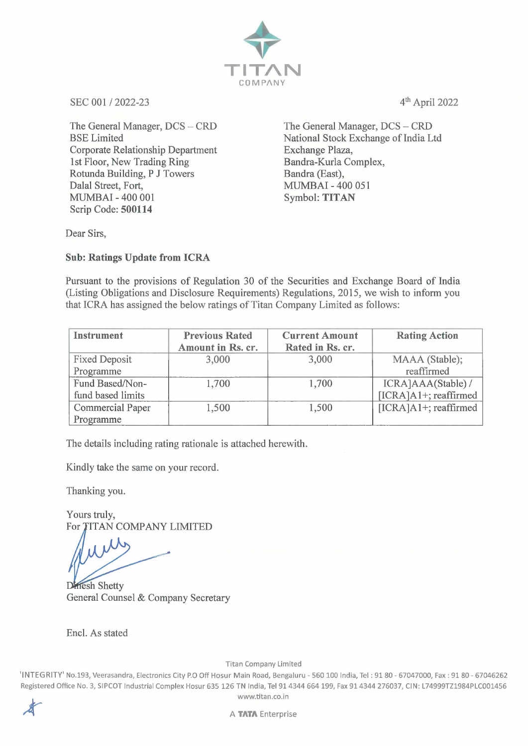TITAN COMPANY

SEC 001 / 2022-23

4th April 2022

The General Manager, DCS – CRD
BSE Limited
Corporate Relationship Department
1st Floor, New Trading Ring
Rotunda Building, P J Towers
Dalal Street, Fort,
MUMBAI - 400 001
Scrip Code: **500114**

The General Manager, DCS – CRD
National Stock Exchange of India Ltd
Exchange Plaza,
Bandra-Kurla Complex,
Bandra (East),
MUMBAI - 400 051
Symbol: **TITAN**

Dear Sirs,

**Sub: Ratings Update from ICRA**

Pursuant to the provisions of Regulation 30 of the Securities and Exchange Board of India (Listing Obligations and Disclosure Requirements) Regulations, 2015, we wish to inform you that ICRA has assigned the below ratings of Titan Company Limited as follows:

| Instrument | Previous Rated Amount in Rs. cr. | Current Amount Rated in Rs. cr. | Rating Action |
|---|---|---|---|
| Fixed Deposit Programme | 3,000 | 3,000 | MAAA (Stable); reaffirmed |
| Fund Based/Non-fund based limits | 1,700 | 1,700 | ICRA]AAA(Stable) / [ICRA]A1+; reaffirmed |
| Commercial Paper Programme | 1,500 | 1,500 | [ICRA]A1+; reaffirmed |

The details including rating rationale is attached herewith.

Kindly take the same on your record.

Thanking you.

Yours truly,
For TITAN COMPANY LIMITED

Dinesh Shetty
General Counsel & Company Secretary

Encl. As stated

Titan Company Limited
'INTEGRITY' No.193, Veerasandra, Electronics City P.O Off Hosur Main Road, Bengaluru - 560 100 India, Tel : 91 80 - 67047000, Fax : 91 80 - 67046262
Registered Office No. 3, SIPCOT Industrial Complex Hosur 635 126 TN India, Tel 91 4344 664 199, Fax 91 4344 276037, CIN: L74999TZ1984PLC001456
www.titan.co.in

A TATA Enterprise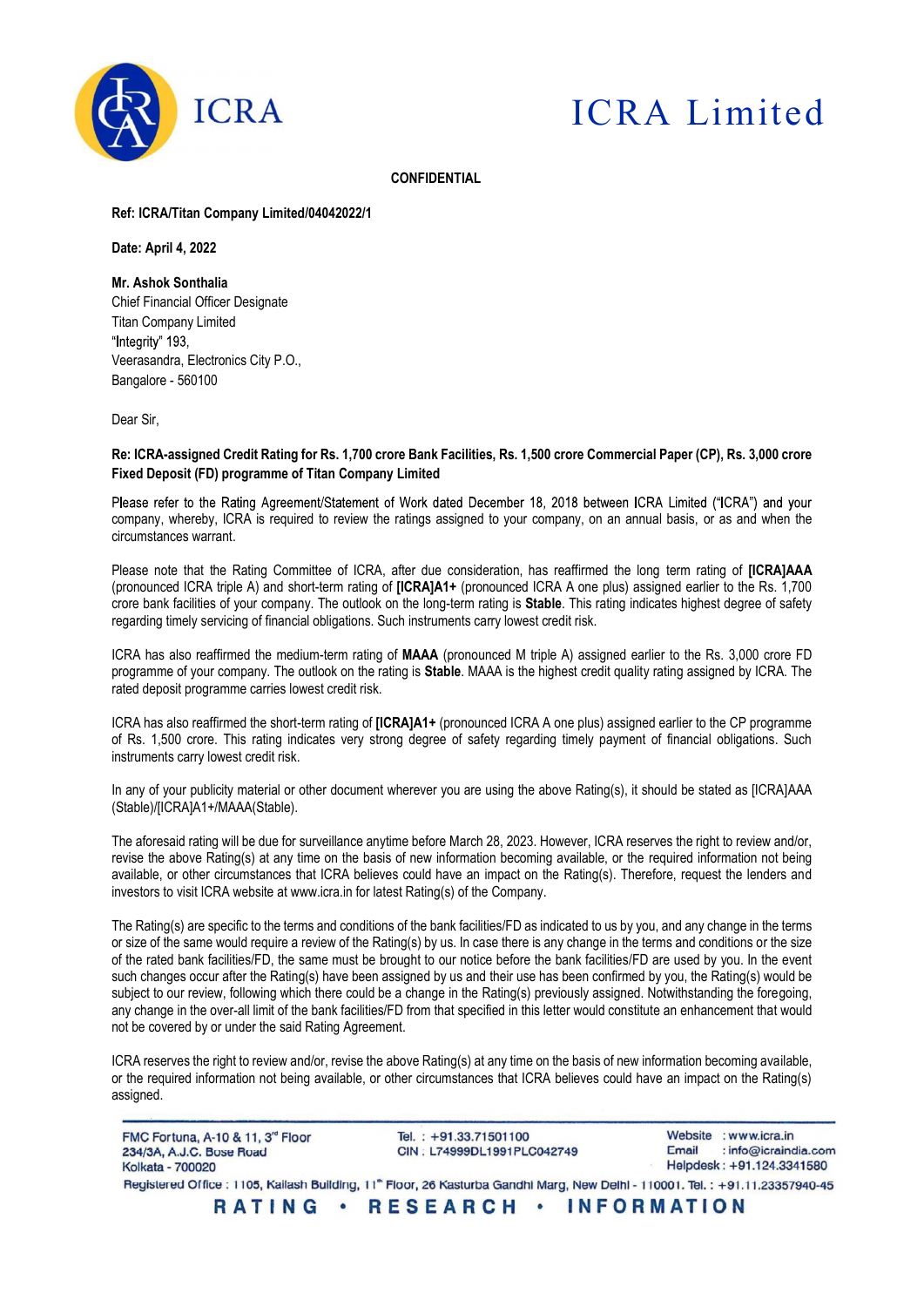**CONFIDENTIAL**

**Ref: ICRA/Titan Company Limited/04042022/1**

**Date: April 4, 2022**

**Mr. Ashok Sonthalia**
Chief Financial Officer Designate
Titan Company Limited
"Integrity" 193,
Veerasandra, Electronics City P.O.,
Bangalore - 560100

Dear Sir,

**Re: ICRA-assigned Credit Rating for Rs. 1,700 crore Bank Facilities, Rs. 1,500 crore Commercial Paper (CP), Rs. 3,000 crore Fixed Deposit (FD) programme of Titan Company Limited**

Please refer to the Rating Agreement/Statement of Work dated December 18, 2018 between ICRA Limited ("ICRA") and your company, whereby, ICRA is required to review the ratings assigned to your company, on an annual basis, or as and when the circumstances warrant.

Please note that the Rating Committee of ICRA, after due consideration, has reaffirmed the long term rating of **[ICRA]AAA** (pronounced ICRA triple A) and short-term rating of **[ICRA]A1+** (pronounced ICRA A one plus) assigned earlier to the Rs. 1,700 crore bank facilities of your company. The outlook on the long-term rating is **Stable**. This rating indicates highest degree of safety regarding timely servicing of financial obligations. Such instruments carry lowest credit risk.

ICRA has also reaffirmed the medium-term rating of **MAAA** (pronounced M triple A) assigned earlier to the Rs. 3,000 crore FD programme of your company. The outlook on the rating is **Stable**. MAAA is the highest credit quality rating assigned by ICRA. The rated deposit programme carries lowest credit risk.

ICRA has also reaffirmed the short-term rating of **[ICRA]A1+** (pronounced ICRA A one plus) assigned earlier to the CP programme of Rs. 1,500 crore. This rating indicates very strong degree of safety regarding timely payment of financial obligations. Such instruments carry lowest credit risk.

In any of your publicity material or other document wherever you are using the above Rating(s), it should be stated as [ICRA]AAA (Stable)/[ICRA]A1+/MAAA(Stable).

The aforesaid rating will be due for surveillance anytime before March 28, 2023. However, ICRA reserves the right to review and/or, revise the above Rating(s) at any time on the basis of new information becoming available, or the required information not being available, or other circumstances that ICRA believes could have an impact on the Rating(s). Therefore, request the lenders and investors to visit ICRA website at www.icra.in for latest Rating(s) of the Company.

The Rating(s) are specific to the terms and conditions of the bank facilities/FD as indicated to us by you, and any change in the terms or size of the same would require a review of the Rating(s) by us. In case there is any change in the terms and conditions or the size of the rated bank facilities/FD, the same must be brought to our notice before the bank facilities/FD are used by you. In the event such changes occur after the Rating(s) have been assigned by us and their use has been confirmed by you, the Rating(s) would be subject to our review, following which there could be a change in the Rating(s) previously assigned. Notwithstanding the foregoing, any change in the over-all limit of the bank facilities/FD from that specified in this letter would constitute an enhancement that would not be covered by or under the said Rating Agreement.

ICRA reserves the right to review and/or, revise the above Rating(s) at any time on the basis of new information becoming available, or the required information not being available, or other circumstances that ICRA believes could have an impact on the Rating(s) assigned.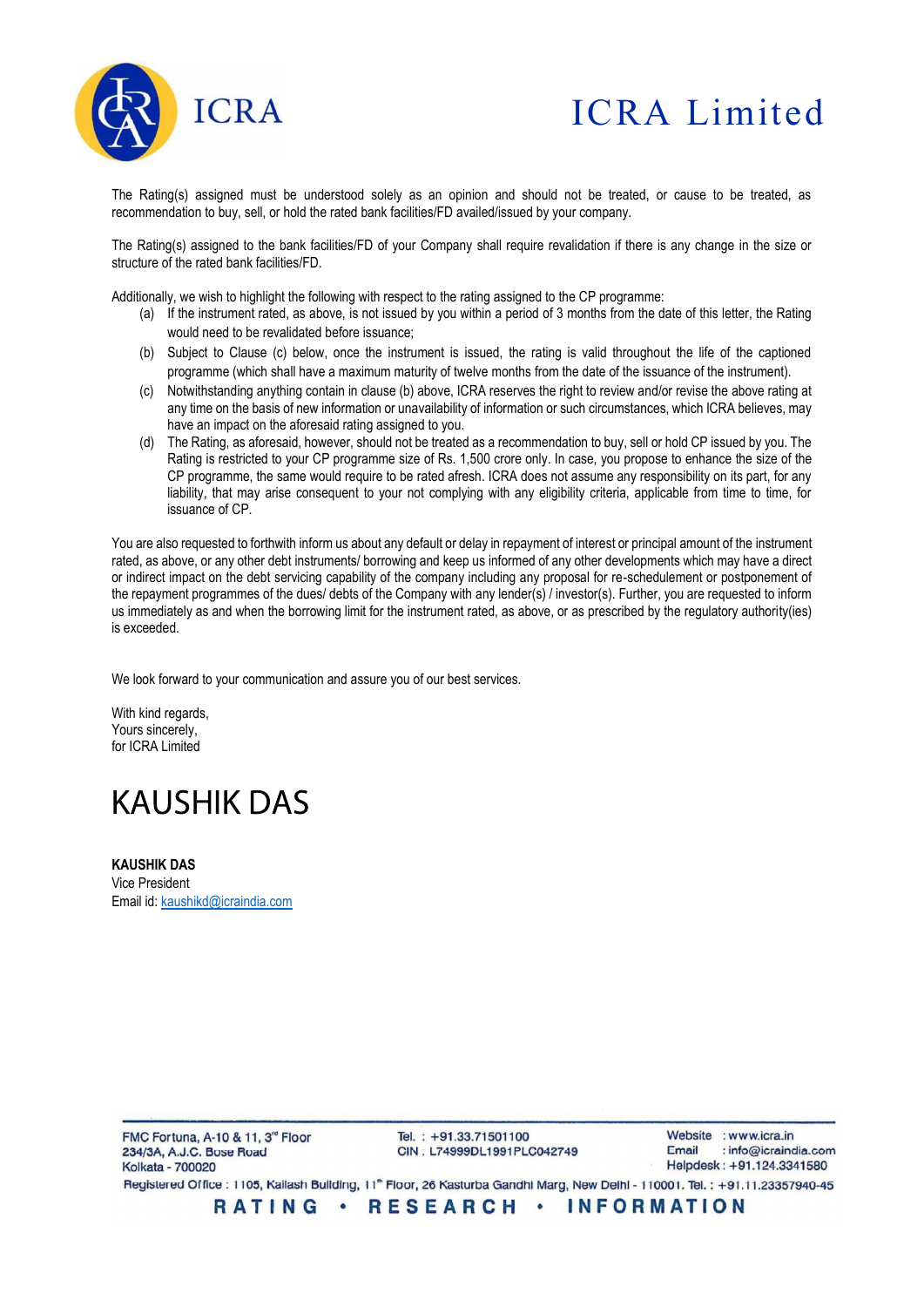The Rating(s) assigned must be understood solely as an opinion and should not be treated, or cause to be treated, as recommendation to buy, sell, or hold the rated bank facilities/FD availed/issued by your company.

The Rating(s) assigned to the bank facilities/FD of your Company shall require revalidation if there is any change in the size or structure of the rated bank facilities/FD.

Additionally, we wish to highlight the following with respect to the rating assigned to the CP programme:

(a) If the instrument rated, as above, is not issued by you within a period of 3 months from the date of this letter, the Rating would need to be revalidated before issuance;

(b) Subject to Clause (c) below, once the instrument is issued, the rating is valid throughout the life of the captioned programme (which shall have a maximum maturity of twelve months from the date of the issuance of the instrument).

(c) Notwithstanding anything contain in clause (b) above, ICRA reserves the right to review and/or revise the above rating at any time on the basis of new information or unavailability of information or such circumstances, which ICRA believes, may have an impact on the aforesaid rating assigned to you.

(d) The Rating, as aforesaid, however, should not be treated as a recommendation to buy, sell or hold CP issued by you. The Rating is restricted to your CP programme size of Rs. 1,500 crore only. In case, you propose to enhance the size of the CP programme, the same would require to be rated afresh. ICRA does not assume any responsibility on its part, for any liability, that may arise consequent to your not complying with any eligibility criteria, applicable from time to time, for issuance of CP.

You are also requested to forthwith inform us about any default or delay in repayment of interest or principal amount of the instrument rated, as above, or any other debt instruments/ borrowing and keep us informed of any other developments which may have a direct or indirect impact on the debt servicing capability of the company including any proposal for re-schedulement or postponement of the repayment programmes of the dues/ debts of the Company with any lender(s) / investor(s). Further, you are requested to inform us immediately as and when the borrowing limit for the instrument rated, as above, or as prescribed by the regulatory authority(ies) is exceeded.

We look forward to your communication and assure you of our best services.

With kind regards,
Yours sincerely,
for ICRA Limited

KAUSHIK DAS

**KAUSHIK DAS**
Vice President
Email id: kaushikd@icraindia.com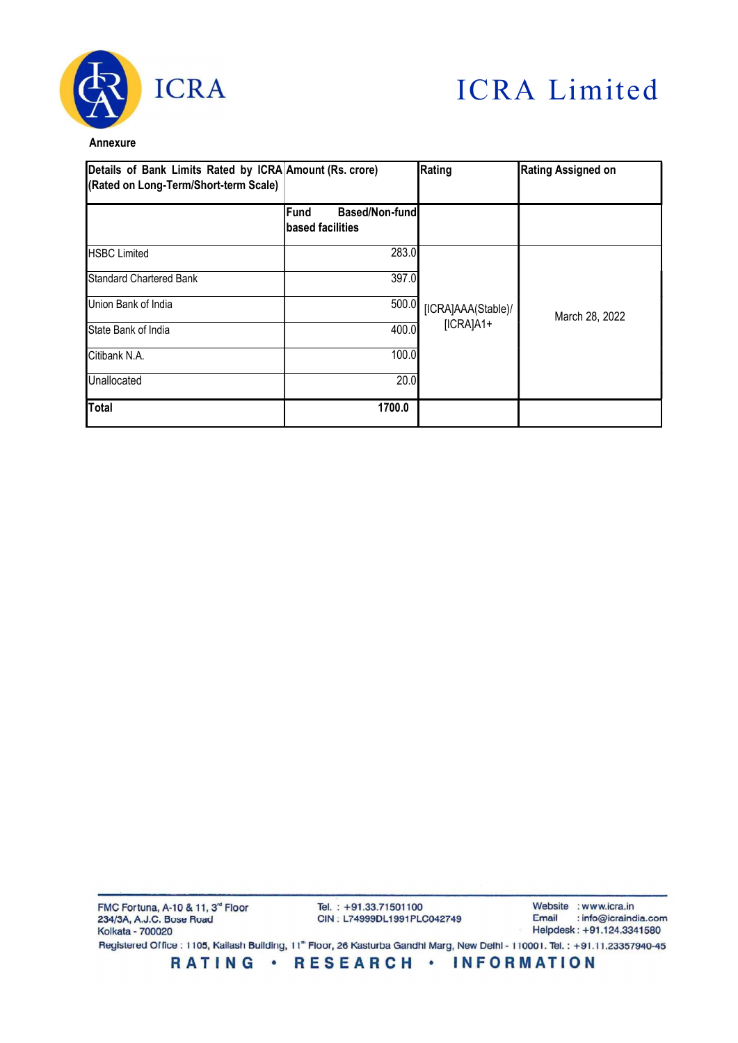**Annexure**

| Details of Bank Limits Rated by ICRA (Rated on Long-Term/Short-term Scale) | Amount (Rs. crore) | Rating | Rating Assigned on |
|---|---|---|---|
| | Fund Based/Non-fund based facilities | | |
| HSBC Limited | 283.0 | [ICRA]AAA(Stable)/ [ICRA]A1+ | March 28, 2022 |
| Standard Chartered Bank | 397.0 | | |
| Union Bank of India | 500.0 | | |
| State Bank of India | 400.0 | | |
| Citibank N.A. | 100.0 | | |
| Unallocated | 20.0 | | |
| **Total** | **1700.0** | | |